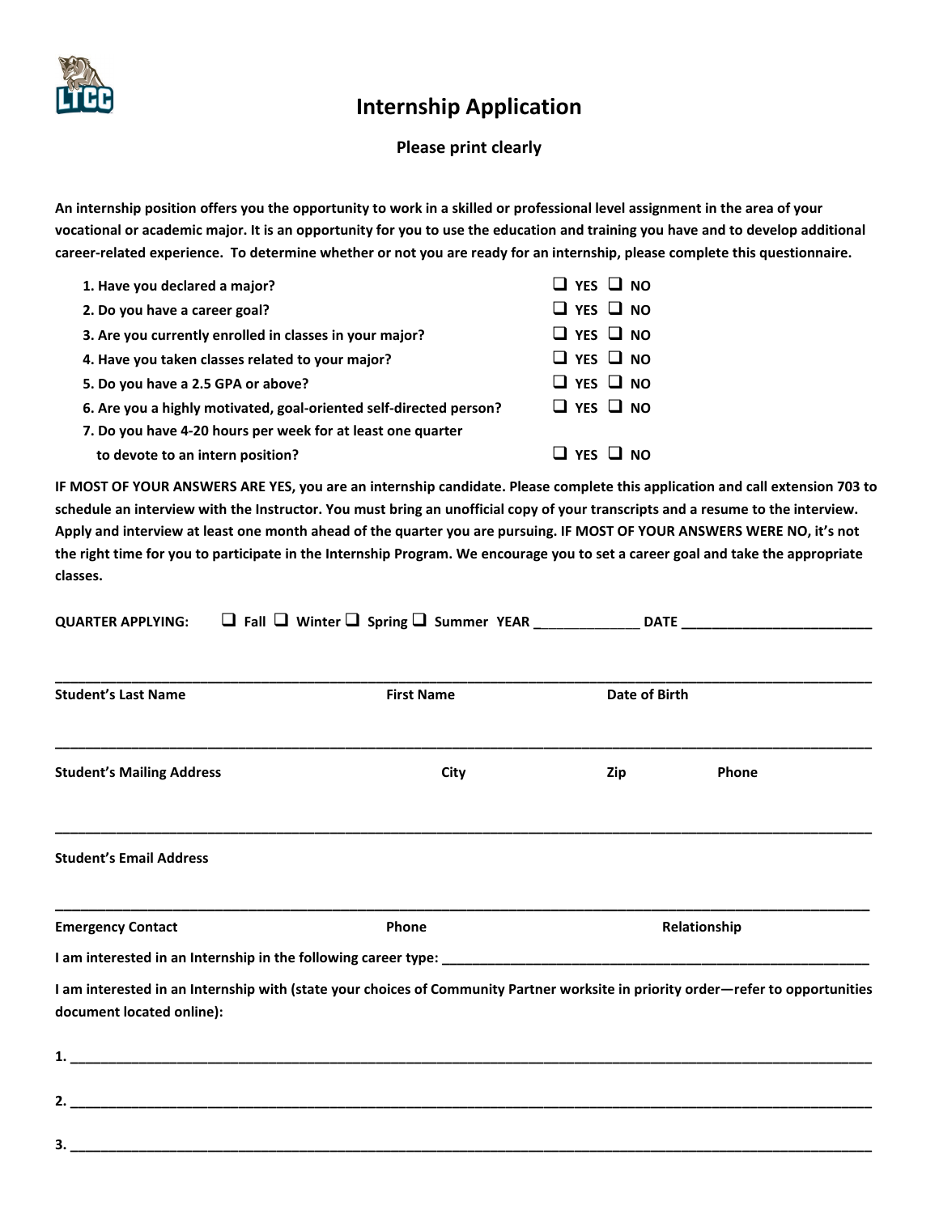# Internship Application

**Please print clearly**

**An internship position offers you the opportunity to work in a skilled or professional level assignment in the area of your vocational or academic major. It is an opportunity for you to use the education and training you have and to develop additional career-related experience. To determine whether or not you are ready for an internship, please complete this questionnaire.**

| | |
|---|---|
| **1. Have you declared a major?** | ❑ **YES** ❑ **NO** |
| **2. Do you have a career goal?** | ❑ **YES** ❑ **NO** |
| **3. Are you currently enrolled in classes in your major?** | ❑ **YES** ❑ **NO** |
| **4. Have you taken classes related to your major?** | ❑ **YES** ❑ **NO** |
| **5. Do you have a 2.5 GPA or above?** | ❑ **YES** ❑ **NO** |
| **6. Are you a highly motivated, goal-oriented self-directed person?** | ❑ **YES** ❑ **NO** |
| **7. Do you have 4-20 hours per week for at least one quarter to devote to an intern position?** | ❑ **YES** ❑ **NO** |

**IF MOST OF YOUR ANSWERS ARE YES, you are an internship candidate. Please complete this application and call extension 703 to schedule an interview with the Instructor. You must bring an unofficial copy of your transcripts and a resume to the interview. Apply and interview at least one month ahead of the quarter you are pursuing. IF MOST OF YOUR ANSWERS WERE NO, it's not the right time for you to participate in the Internship Program. We encourage you to set a career goal and take the appropriate classes.**

**QUARTER APPLYING:** ❑ **Fall** ❑ **Winter** ❑ **Spring** ❑ **Summer YEAR** _____________ **DATE** _________________________

_______________________________________________________________________________

**Student's Last Name** **First Name** **Date of Birth**

_______________________________________________________________________________

**Student's Mailing Address** **City** **Zip** **Phone**

_______________________________________________________________________________

**Student's Email Address**

_______________________________________________________________________________

**Emergency Contact** **Phone** **Relationship**

**I am interested in an Internship in the following career type:** ___________________________________________

**I am interested in an Internship with (state your choices of Community Partner worksite in priority order—refer to opportunities document located online):**

**1.** _______________________________________________________________________________

**2.** _______________________________________________________________________________

**3.** _______________________________________________________________________________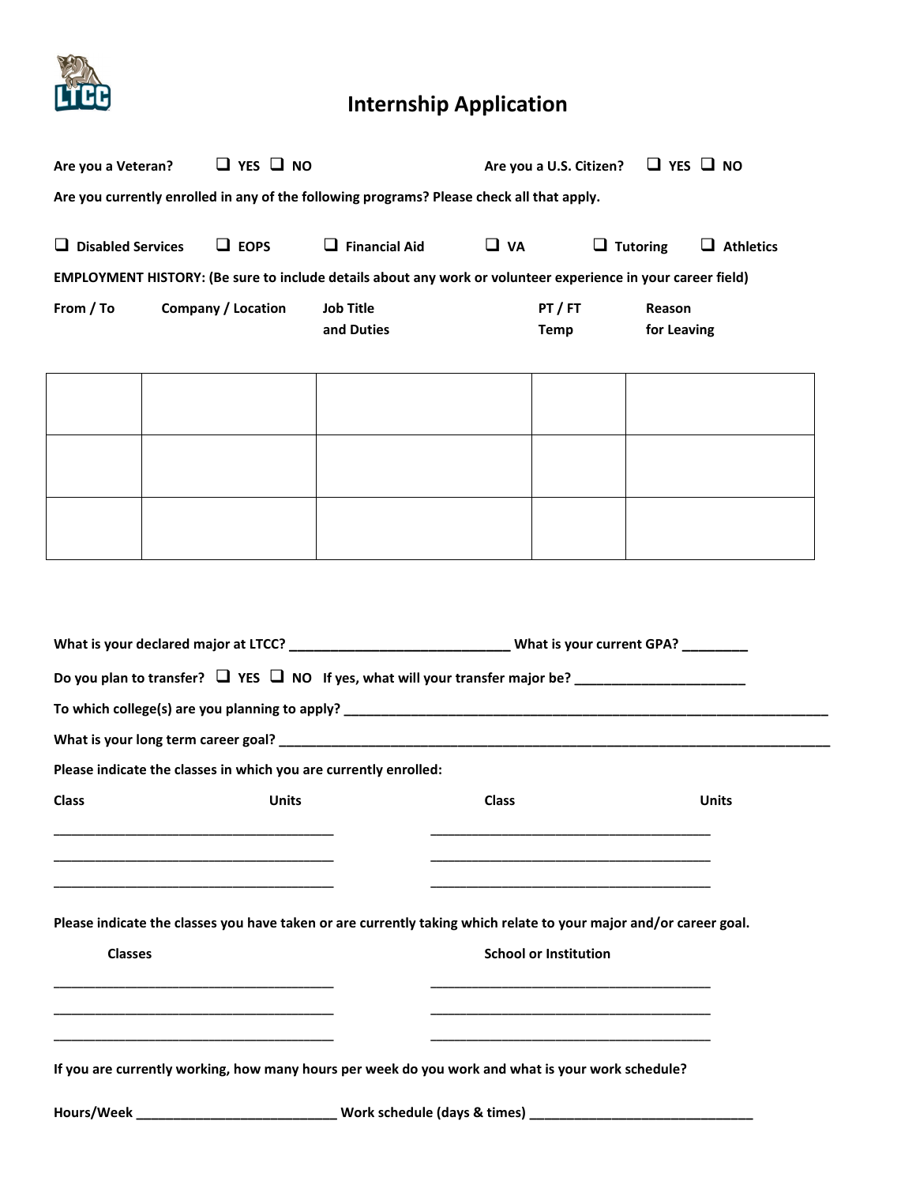# Internship Application

**Are you a Veteran?** ☐ YES ☐ NO **Are you a U.S. Citizen?** ☐ YES ☐ NO

**Are you currently enrolled in any of the following programs? Please check all that apply.**

☐ Disabled Services ☐ EOPS ☐ Financial Aid ☐ VA ☐ Tutoring ☐ Athletics

**EMPLOYMENT HISTORY: (Be sure to include details about any work or volunteer experience in your career field)**

| From / To | Company / Location | Job Title and Duties | PT / FT Temp | Reason for Leaving |
|---|---|---|---|---|
| | | | | |
| | | | | |
| | | | | |

**What is your declared major at LTCC?** _____________________________ **What is your current GPA?** _________

**Do you plan to transfer?** ☐ YES ☐ NO **If yes, what will your transfer major be?** _______________________

**To which college(s) are you planning to apply?** _______________________________________________________________

**What is your long term career goal?** _________________________________________________________________________

**Please indicate the classes in which you are currently enrolled:**

| Class | Units | Class | Units |
|---|---|---|---|
| | | | |
| | | | |
| | | | |

**Please indicate the classes you have taken or are currently taking which relate to your major and/or career goal.**

| Classes | School or Institution |
|---|---|
| | |
| | |
| | |

**If you are currently working, how many hours per week do you work and what is your work schedule?**

**Hours/Week** ___________________________ **Work schedule (days & times)** _______________________________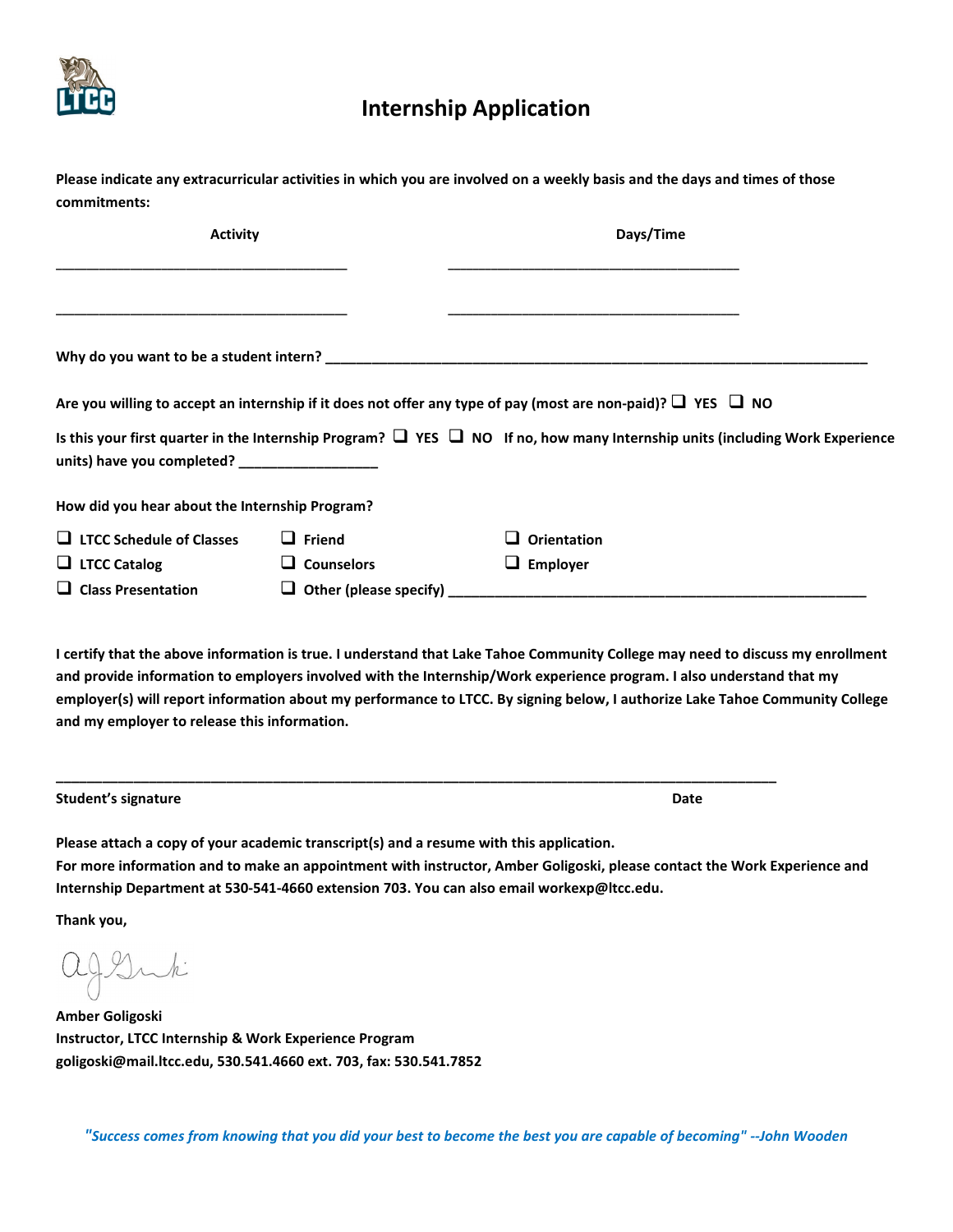# Internship Application

**Please indicate any extracurricular activities in which you are involved on a weekly basis and the days and times of those commitments:**

| Activity | Days/Time |
|---|---|
| _______________________________________ | _______________________________________ |
| _______________________________________ | _______________________________________ |

**Why do you want to be a student intern?** _______________________________________________________________________

**Are you willing to accept an internship if it does not offer any type of pay (most are non-paid)?** ❑ **YES** ❑ **NO**

**Is this your first quarter in the Internship Program?** ❑ **YES** ❑ **NO** **If no, how many Internship units (including Work Experience units) have you completed?** __________________

**How did you hear about the Internship Program?**

❑ **LTCC Schedule of Classes**
❑ **Friend**
❑ **Orientation**
❑ **LTCC Catalog**
❑ **Counselors**
❑ **Employer**
❑ **Class Presentation**
❑ **Other (please specify)** _______________________________________________________

**I certify that the above information is true. I understand that Lake Tahoe Community College may need to discuss my enrollment and provide information to employers involved with the Internship/Work experience program. I also understand that my employer(s) will report information about my performance to LTCC. By signing below, I authorize Lake Tahoe Community College and my employer to release this information.**

_______________________________________________________________________________________________

**Student's signature** **Date**

**Please attach a copy of your academic transcript(s) and a resume with this application.**
**For more information and to make an appointment with instructor, Amber Goligoski, please contact the Work Experience and Internship Department at 530-541-4660 extension 703. You can also email workexp@ltcc.edu.**

**Thank you,**

**Amber Goligoski**
**Instructor, LTCC Internship & Work Experience Program**
**goligoski@mail.ltcc.edu, 530.541.4660 ext. 703, fax: 530.541.7852**

***"Success comes from knowing that you did your best to become the best you are capable of becoming" --John Wooden***